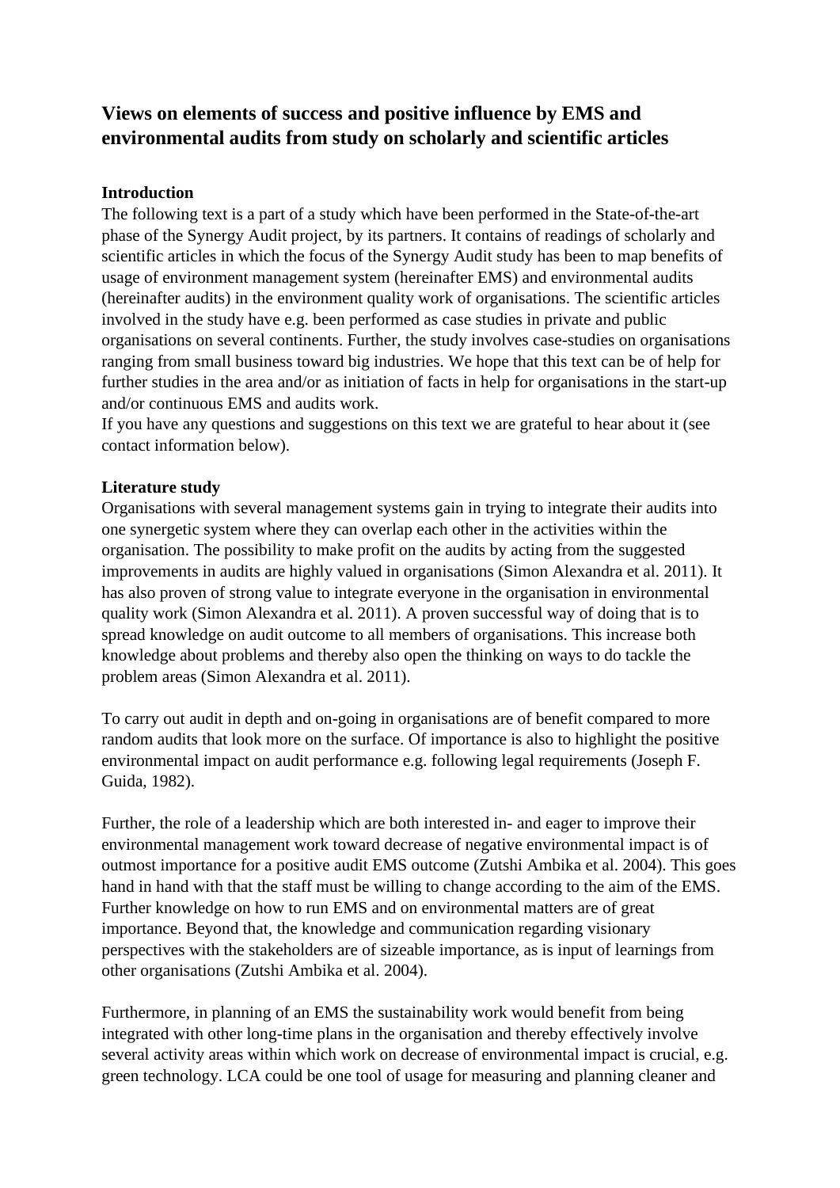# Views on elements of success and positive influence by EMS and environmental audits from study on scholarly and scientific articles

**Introduction**

The following text is a part of a study which have been performed in the State-of-the-art phase of the Synergy Audit project, by its partners. It contains of readings of scholarly and scientific articles in which the focus of the Synergy Audit study has been to map benefits of usage of environment management system (hereinafter EMS) and environmental audits (hereinafter audits) in the environment quality work of organisations. The scientific articles involved in the study have e.g. been performed as case studies in private and public organisations on several continents. Further, the study involves case-studies on organisations ranging from small business toward big industries. We hope that this text can be of help for further studies in the area and/or as initiation of facts in help for organisations in the start-up and/or continuous EMS and audits work.

If you have any questions and suggestions on this text we are grateful to hear about it (see contact information below).

**Literature study**

Organisations with several management systems gain in trying to integrate their audits into one synergetic system where they can overlap each other in the activities within the organisation. The possibility to make profit on the audits by acting from the suggested improvements in audits are highly valued in organisations (Simon Alexandra et al. 2011). It has also proven of strong value to integrate everyone in the organisation in environmental quality work (Simon Alexandra et al. 2011). A proven successful way of doing that is to spread knowledge on audit outcome to all members of organisations. This increase both knowledge about problems and thereby also open the thinking on ways to do tackle the problem areas (Simon Alexandra et al. 2011).

To carry out audit in depth and on-going in organisations are of benefit compared to more random audits that look more on the surface. Of importance is also to highlight the positive environmental impact on audit performance e.g. following legal requirements (Joseph F. Guida, 1982).

Further, the role of a leadership which are both interested in- and eager to improve their environmental management work toward decrease of negative environmental impact is of outmost importance for a positive audit EMS outcome (Zutshi Ambika et al. 2004). This goes hand in hand with that the staff must be willing to change according to the aim of the EMS. Further knowledge on how to run EMS and on environmental matters are of great importance. Beyond that, the knowledge and communication regarding visionary perspectives with the stakeholders are of sizeable importance, as is input of learnings from other organisations (Zutshi Ambika et al. 2004).

Furthermore, in planning of an EMS the sustainability work would benefit from being integrated with other long-time plans in the organisation and thereby effectively involve several activity areas within which work on decrease of environmental impact is crucial, e.g. green technology. LCA could be one tool of usage for measuring and planning cleaner and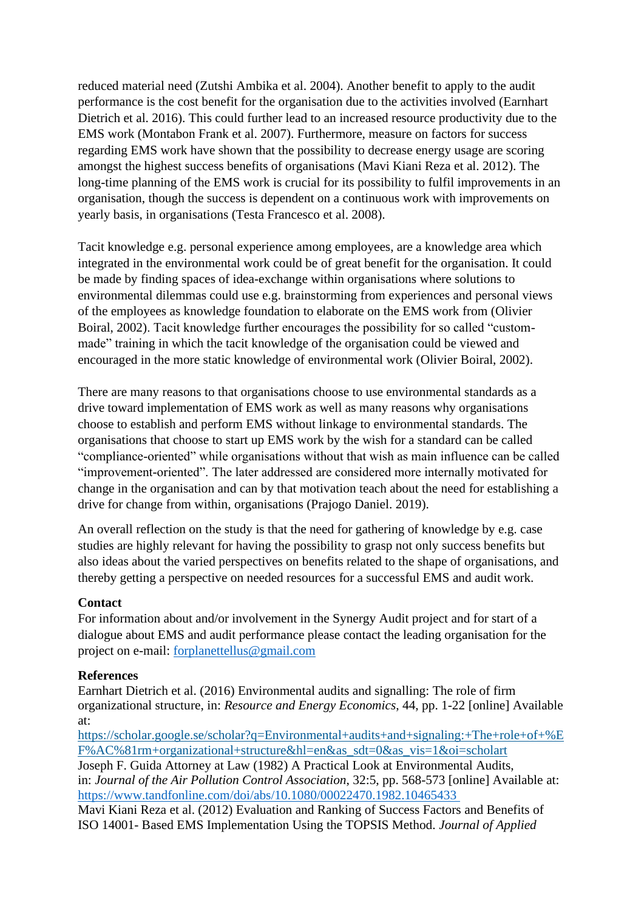reduced material need (Zutshi Ambika et al. 2004). Another benefit to apply to the audit performance is the cost benefit for the organisation due to the activities involved (Earnhart Dietrich et al. 2016). This could further lead to an increased resource productivity due to the EMS work (Montabon Frank et al. 2007). Furthermore, measure on factors for success regarding EMS work have shown that the possibility to decrease energy usage are scoring amongst the highest success benefits of organisations (Mavi Kiani Reza et al. 2012). The long-time planning of the EMS work is crucial for its possibility to fulfil improvements in an organisation, though the success is dependent on a continuous work with improvements on yearly basis, in organisations (Testa Francesco et al. 2008).

Tacit knowledge e.g. personal experience among employees, are a knowledge area which integrated in the environmental work could be of great benefit for the organisation. It could be made by finding spaces of idea-exchange within organisations where solutions to environmental dilemmas could use e.g. brainstorming from experiences and personal views of the employees as knowledge foundation to elaborate on the EMS work from (Olivier Boiral, 2002). Tacit knowledge further encourages the possibility for so called "custom-made" training in which the tacit knowledge of the organisation could be viewed and encouraged in the more static knowledge of environmental work (Olivier Boiral, 2002).

There are many reasons to that organisations choose to use environmental standards as a drive toward implementation of EMS work as well as many reasons why organisations choose to establish and perform EMS without linkage to environmental standards. The organisations that choose to start up EMS work by the wish for a standard can be called "compliance-oriented" while organisations without that wish as main influence can be called "improvement-oriented". The later addressed are considered more internally motivated for change in the organisation and can by that motivation teach about the need for establishing a drive for change from within, organisations (Prajogo Daniel. 2019).

An overall reflection on the study is that the need for gathering of knowledge by e.g. case studies are highly relevant for having the possibility to grasp not only success benefits but also ideas about the varied perspectives on benefits related to the shape of organisations, and thereby getting a perspective on needed resources for a successful EMS and audit work.

**Contact**

For information about and/or involvement in the Synergy Audit project and for start of a dialogue about EMS and audit performance please contact the leading organisation for the project on e-mail: forplanettellus@gmail.com

**References**

Earnhart Dietrich et al. (2016) Environmental audits and signalling: The role of firm organizational structure, in: *Resource and Energy Economics*, 44, pp. 1-22 [online] Available at: https://scholar.google.se/scholar?q=Environmental+audits+and+signaling:+The+role+of+%EF%AC%81rm+organizational+structure&hl=en&as_sdt=0&as_vis=1&oi=scholart

Joseph F. Guida Attorney at Law (1982) A Practical Look at Environmental Audits, in: *Journal of the Air Pollution Control Association*, 32:5, pp. 568-573 [online] Available at: https://www.tandfonline.com/doi/abs/10.1080/00022470.1982.10465433

Mavi Kiani Reza et al. (2012) Evaluation and Ranking of Success Factors and Benefits of ISO 14001- Based EMS Implementation Using the TOPSIS Method. *Journal of Applied*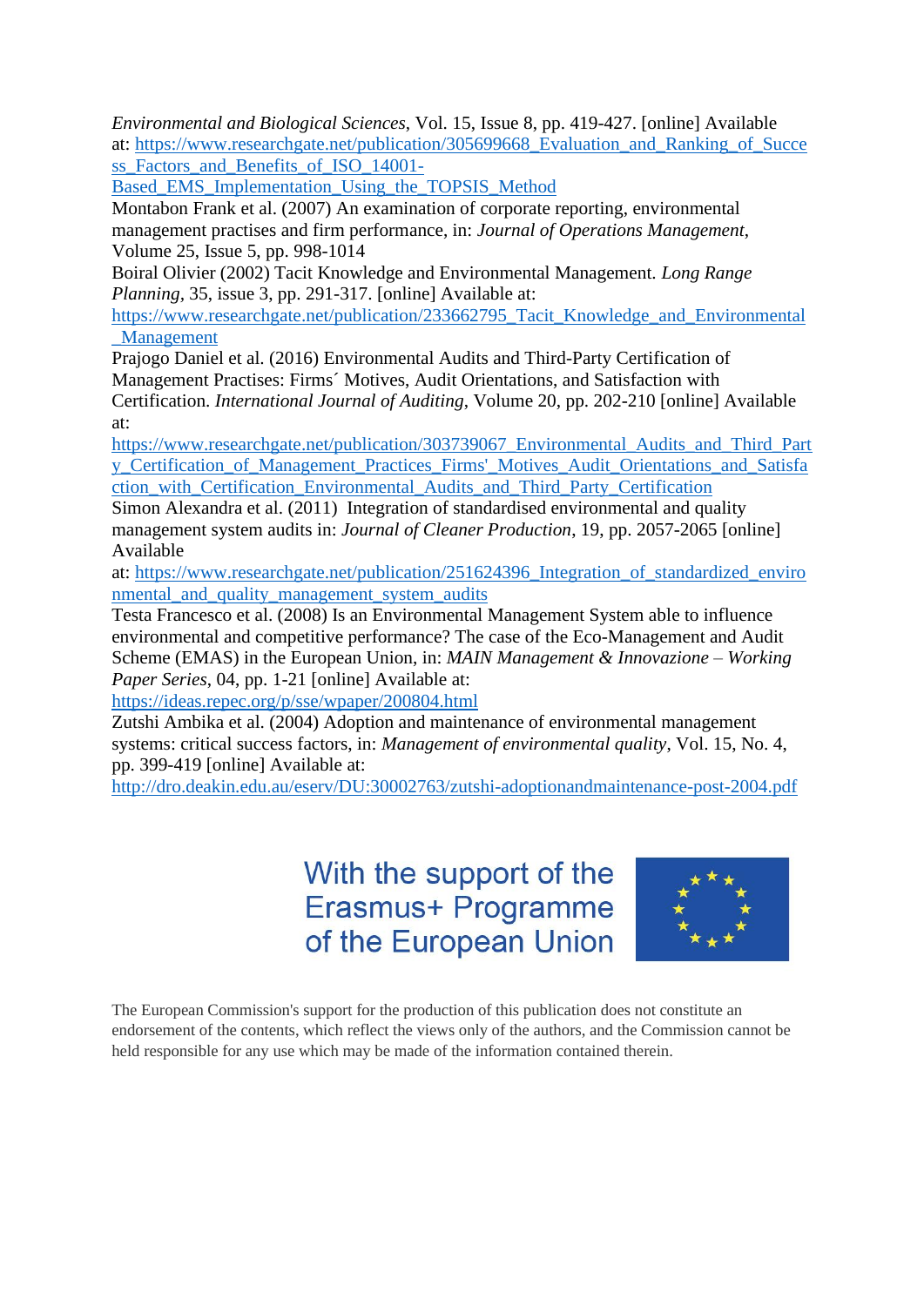*Environmental and Biological Sciences*, Vol. 15, Issue 8, pp. 419-427. [online] Available at: https://www.researchgate.net/publication/305699668_Evaluation_and_Ranking_of_Success_Factors_and_Benefits_of_ISO_14001-Based_EMS_Implementation_Using_the_TOPSIS_Method

Montabon Frank et al. (2007) An examination of corporate reporting, environmental management practises and firm performance, in: *Journal of Operations Management*, Volume 25, Issue 5, pp. 998-1014

Boiral Olivier (2002) Tacit Knowledge and Environmental Management. *Long Range Planning*, 35, issue 3, pp. 291-317. [online] Available at: https://www.researchgate.net/publication/233662795_Tacit_Knowledge_and_Environmental_Management

Prajogo Daniel et al. (2016) Environmental Audits and Third-Party Certification of Management Practises: Firms´ Motives, Audit Orientations, and Satisfaction with Certification. *International Journal of Auditing*, Volume 20, pp. 202-210 [online] Available at: https://www.researchgate.net/publication/303739067_Environmental_Audits_and_Third_Party_Certification_of_Management_Practices_Firms'_Motives_Audit_Orientations_and_Satisfaction_with_Certification_Environmental_Audits_and_Third_Party_Certification

Simon Alexandra et al. (2011) Integration of standardised environmental and quality management system audits in: *Journal of Cleaner Production*, 19, pp. 2057-2065 [online] Available at: https://www.researchgate.net/publication/251624396_Integration_of_standardized_environmental_and_quality_management_system_audits

Testa Francesco et al. (2008) Is an Environmental Management System able to influence environmental and competitive performance? The case of the Eco-Management and Audit Scheme (EMAS) in the European Union, in: *MAIN Management & Innovazione – Working Paper Series*, 04, pp. 1-21 [online] Available at: https://ideas.repec.org/p/sse/wpaper/200804.html

Zutshi Ambika et al. (2004) Adoption and maintenance of environmental management systems: critical success factors, in: *Management of environmental quality*, Vol. 15, No. 4, pp. 399-419 [online] Available at: http://dro.deakin.edu.au/eserv/DU:30002763/zutshi-adoptionandmaintenance-post-2004.pdf

With the support of the Erasmus+ Programme of the European Union

The European Commission's support for the production of this publication does not constitute an endorsement of the contents, which reflect the views only of the authors, and the Commission cannot be held responsible for any use which may be made of the information contained therein.